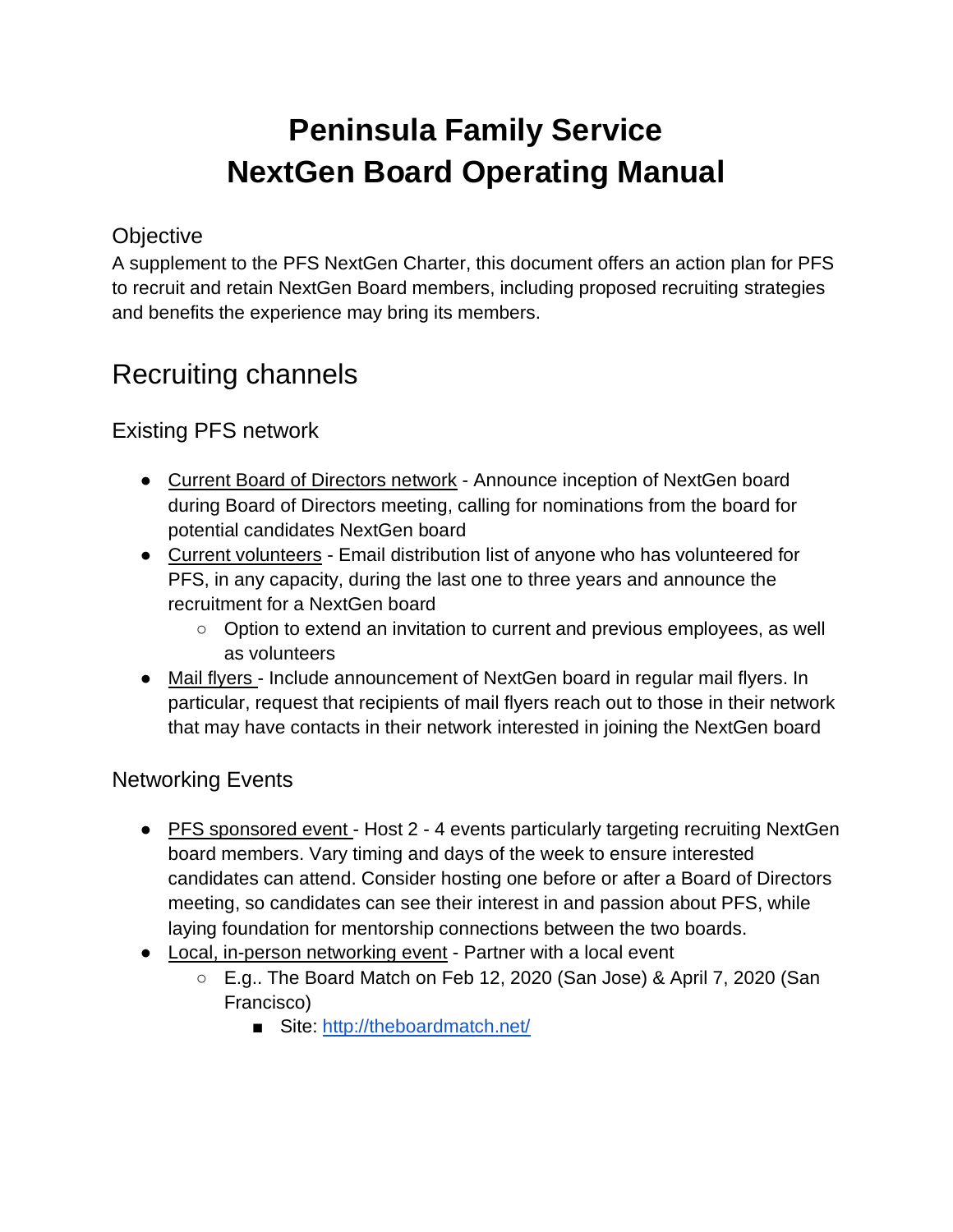# Peninsula Family Service
# NextGen Board Operating Manual

### Objective

A supplement to the PFS NextGen Charter, this document offers an action plan for PFS to recruit and retain NextGen Board members, including proposed recruiting strategies and benefits the experience may bring its members.

## Recruiting channels

### Existing PFS network

- Current Board of Directors network - Announce inception of NextGen board during Board of Directors meeting, calling for nominations from the board for potential candidates NextGen board
- Current volunteers - Email distribution list of anyone who has volunteered for PFS, in any capacity, during the last one to three years and announce the recruitment for a NextGen board
  - Option to extend an invitation to current and previous employees, as well as volunteers
- Mail flyers - Include announcement of NextGen board in regular mail flyers. In particular, request that recipients of mail flyers reach out to those in their network that may have contacts in their network interested in joining the NextGen board

### Networking Events

- PFS sponsored event - Host 2 - 4 events particularly targeting recruiting NextGen board members. Vary timing and days of the week to ensure interested candidates can attend. Consider hosting one before or after a Board of Directors meeting, so candidates can see their interest in and passion about PFS, while laying foundation for mentorship connections between the two boards.
- Local, in-person networking event - Partner with a local event
  - E.g.. The Board Match on Feb 12, 2020 (San Jose) & April 7, 2020 (San Francisco)
    - Site: [http://theboardmatch.net/](http://theboardmatch.net/)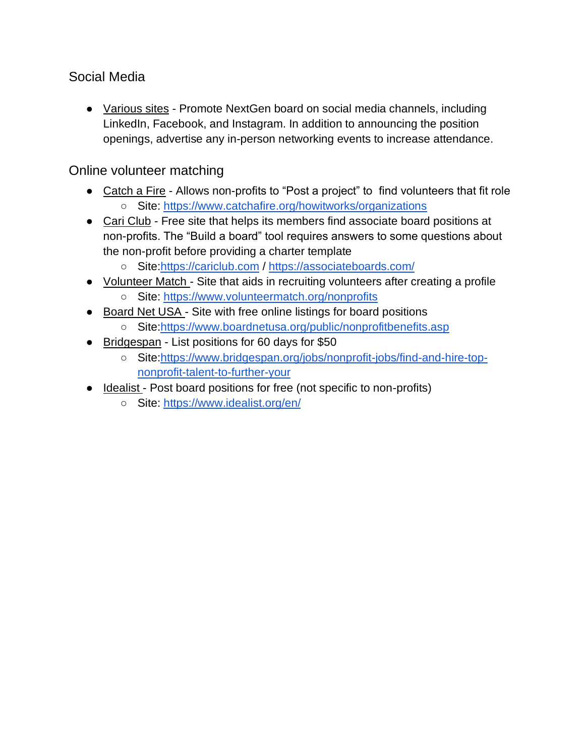## Social Media

- Various sites - Promote NextGen board on social media channels, including LinkedIn, Facebook, and Instagram. In addition to announcing the position openings, advertise any in-person networking events to increase attendance.

## Online volunteer matching

- Catch a Fire - Allows non-profits to "Post a project" to find volunteers that fit role
  - Site: https://www.catchafire.org/howitworks/organizations
- Cari Club - Free site that helps its members find associate board positions at non-profits. The "Build a board" tool requires answers to some questions about the non-profit before providing a charter template
  - Site:https://cariclub.com / https://associateboards.com/
- Volunteer Match - Site that aids in recruiting volunteers after creating a profile
  - Site: https://www.volunteermatch.org/nonprofits
- Board Net USA - Site with free online listings for board positions
  - Site:https://www.boardnetusa.org/public/nonprofitbenefits.asp
- Bridgespan - List positions for 60 days for $50
  - Site:https://www.bridgespan.org/jobs/nonprofit-jobs/find-and-hire-top-nonprofit-talent-to-further-your
- Idealist - Post board positions for free (not specific to non-profits)
  - Site: https://www.idealist.org/en/